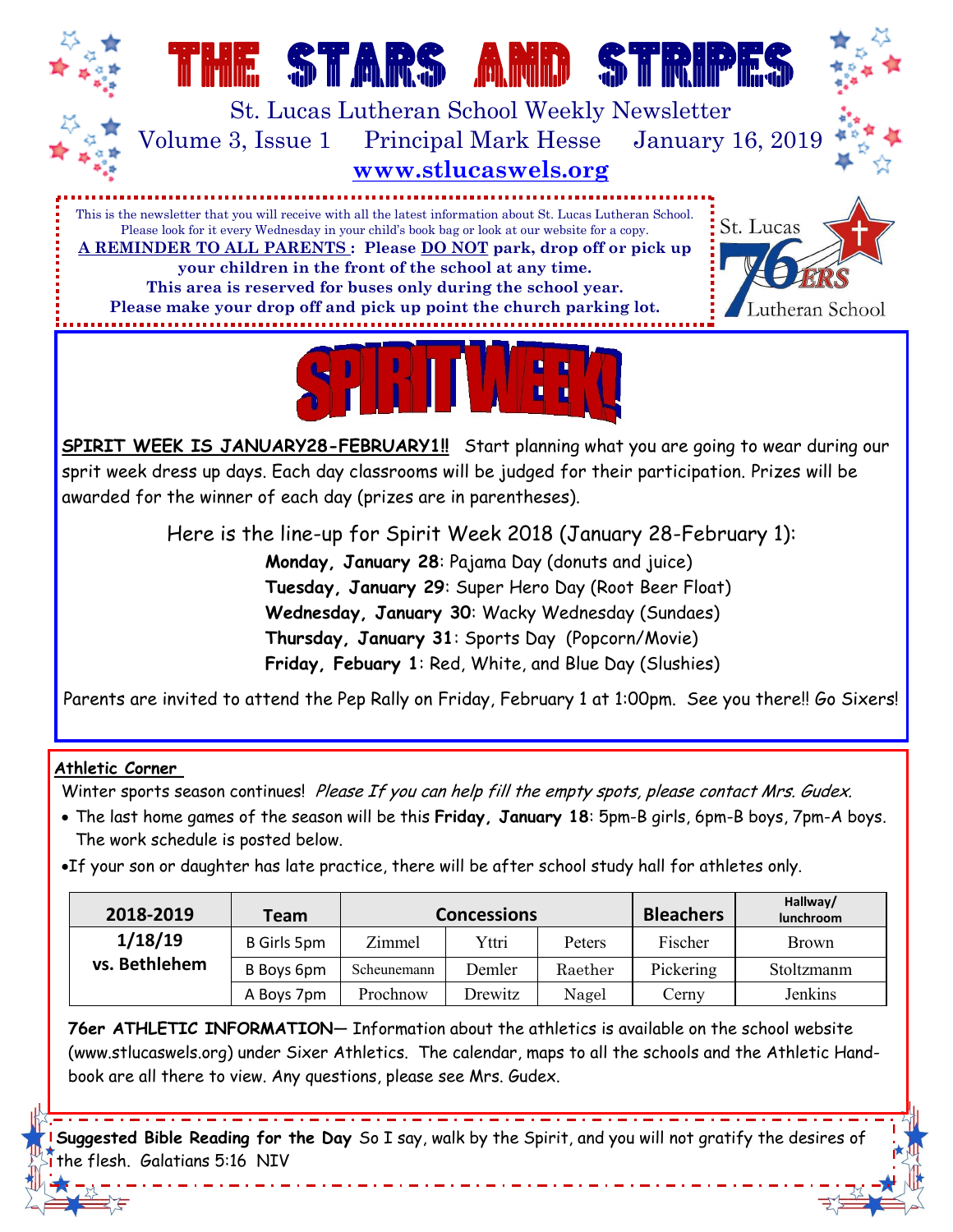# THE STARS AND STRIPES

St. Lucas Lutheran School Weekly Newsletter

Volume 3, Issue 1 Principal Mark Hesse January 16, 2019

**www.stlucaswels.org**

This is the newsletter that you will receive with all the latest information about St. Lucas Lutheran School. Please look for it every Wednesday in your child's book bag or look at our website for a copy.

**A REMINDER TO ALL PARENTS : Please DO NOT park, drop off or pick up your children in the front of the school at any time. This area is reserved for buses only during the school year. Please make your drop off and pick up point the church parking lot.**

St. Lucas 76ERS Lutheran School

## SPIRIT WEEK!

**SPIRIT WEEK IS JANUARY28-FEBRUARY1!!** Start planning what you are going to wear during our sprit week dress up days. Each day classrooms will be judged for their participation. Prizes will be awarded for the winner of each day (prizes are in parentheses).

Here is the line-up for Spirit Week 2018 (January 28-February 1):

**Monday, January 28**: Pajama Day (donuts and juice)
**Tuesday, January 29**: Super Hero Day (Root Beer Float)
**Wednesday, January 30**: Wacky Wednesday (Sundaes)
**Thursday, January 31**: Sports Day (Popcorn/Movie)
**Friday, Febuary 1**: Red, White, and Blue Day (Slushies)

Parents are invited to attend the Pep Rally on Friday, February 1 at 1:00pm. See you there!! Go Sixers!

**Athletic Corner**

Winter sports season continues! *Please If you can help fill the empty spots, please contact Mrs. Gudex.*

- The last home games of the season will be this **Friday, January 18**: 5pm-B girls, 6pm-B boys, 7pm-A boys. The work schedule is posted below.
- If your son or daughter has late practice, there will be after school study hall for athletes only.

| 2018-2019 | Team | Concessions | | | Bleachers | Hallway/ lunchroom |
|---|---|---|---|---|---|---|
| 1/18/19 vs. Bethlehem | B Girls 5pm | Zimmel | Yttri | Peters | Fischer | Brown |
| | B Boys 6pm | Scheunemann | Demler | Raether | Pickering | Stoltzmanm |
| | A Boys 7pm | Prochnow | Drewitz | Nagel | Cerny | Jenkins |

**76er ATHLETIC INFORMATION**— Information about the athletics is available on the school website (www.stlucaswels.org) under Sixer Athletics. The calendar, maps to all the schools and the Athletic Handbook are all there to view. Any questions, please see Mrs. Gudex.

**Suggested Bible Reading for the Day** So I say, walk by the Spirit, and you will not gratify the desires of the flesh. Galatians 5:16 NIV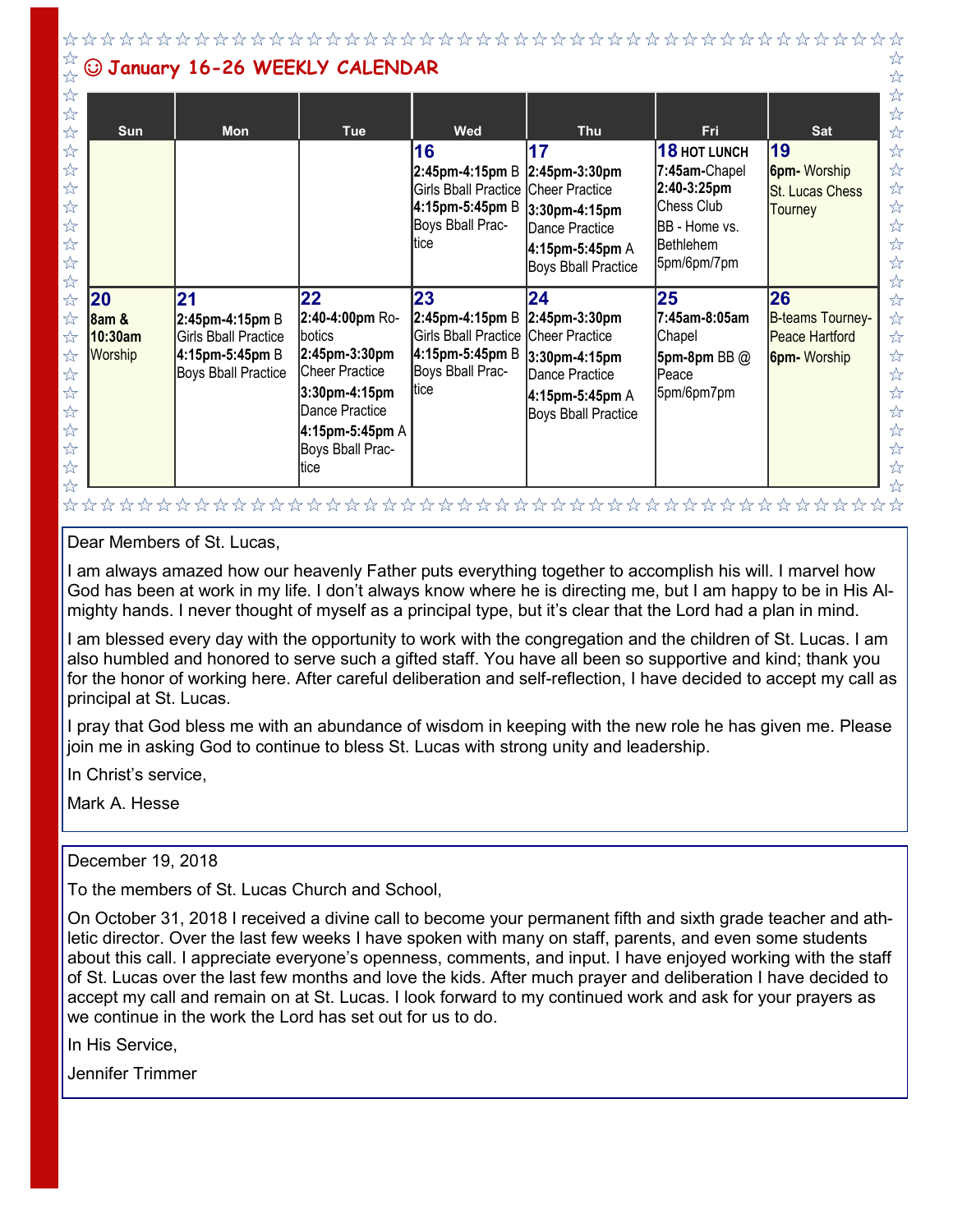## ☺ January 16-26 WEEKLY CALENDAR

| Sun | Mon | Tue | Wed | Thu | Fri | Sat |
|---|---|---|---|---|---|---|
| | | | **16** **2:45pm-4:15pm** B Girls Bball Practice **4:15pm-5:45pm** B Boys Bball Practice | **17** **2:45pm-3:30pm** Cheer Practice **3:30pm-4:15pm** Dance Practice **4:15pm-5:45pm** A Boys Bball Practice | **18 HOT LUNCH** **7:45am-**Chapel **2:40-3:25pm** Chess Club BB - Home vs. Bethlehem 5pm/6pm/7pm | **19** **6pm-** Worship St. Lucas Chess Tourney |
| **20** **8am & 10:30am** Worship | **21** **2:45pm-4:15pm** B Girls Bball Practice **4:15pm-5:45pm** B Boys Bball Practice | **22** **2:40-4:00pm** Robotics **2:45pm-3:30pm** Cheer Practice **3:30pm-4:15pm** Dance Practice **4:15pm-5:45pm** A Boys Bball Practice | **23** **2:45pm-4:15pm** B Girls Bball Practice **4:15pm-5:45pm** B Boys Bball Practice | **24** **2:45pm-3:30pm** Cheer Practice **3:30pm-4:15pm** Dance Practice **4:15pm-5:45pm** A Boys Bball Practice | **25** **7:45am-8:05am** Chapel **5pm-8pm** BB @ Peace 5pm/6pm7pm | **26** B-teams Tourney-Peace Hartford **6pm-** Worship |

Dear Members of St. Lucas,

I am always amazed how our heavenly Father puts everything together to accomplish his will. I marvel how God has been at work in my life. I don't always know where he is directing me, but I am happy to be in His Almighty hands. I never thought of myself as a principal type, but it's clear that the Lord had a plan in mind.

I am blessed every day with the opportunity to work with the congregation and the children of St. Lucas. I am also humbled and honored to serve such a gifted staff. You have all been so supportive and kind; thank you for the honor of working here. After careful deliberation and self-reflection, I have decided to accept my call as principal at St. Lucas.

I pray that God bless me with an abundance of wisdom in keeping with the new role he has given me. Please join me in asking God to continue to bless St. Lucas with strong unity and leadership.

In Christ's service,

Mark A. Hesse

December 19, 2018

To the members of St. Lucas Church and School,

On October 31, 2018 I received a divine call to become your permanent fifth and sixth grade teacher and athletic director. Over the last few weeks I have spoken with many on staff, parents, and even some students about this call. I appreciate everyone's openness, comments, and input. I have enjoyed working with the staff of St. Lucas over the last few months and love the kids. After much prayer and deliberation I have decided to accept my call and remain on at St. Lucas. I look forward to my continued work and ask for your prayers as we continue in the work the Lord has set out for us to do.

In His Service,

Jennifer Trimmer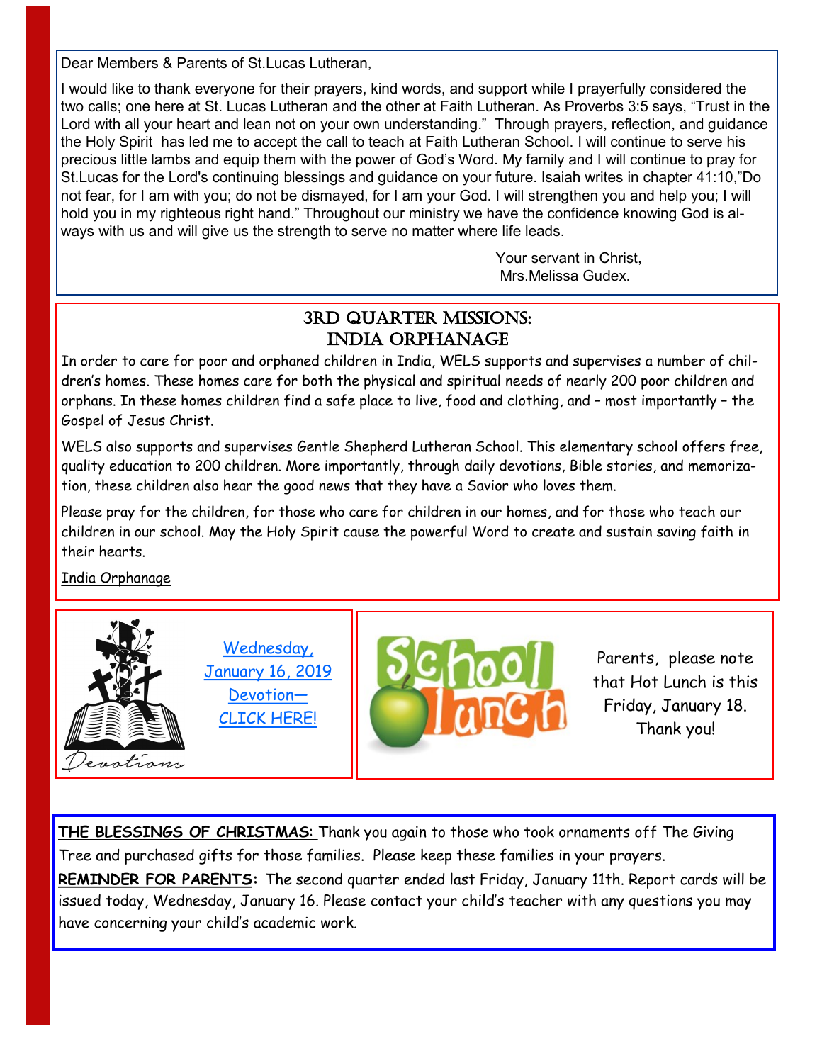Dear Members & Parents of St.Lucas Lutheran,

I would like to thank everyone for their prayers, kind words, and support while I prayerfully considered the two calls; one here at St. Lucas Lutheran and the other at Faith Lutheran. As Proverbs 3:5 says, "Trust in the Lord with all your heart and lean not on your own understanding." Through prayers, reflection, and guidance the Holy Spirit has led me to accept the call to teach at Faith Lutheran School. I will continue to serve his precious little lambs and equip them with the power of God's Word. My family and I will continue to pray for St.Lucas for the Lord's continuing blessings and guidance on your future. Isaiah writes in chapter 41:10,"Do not fear, for I am with you; do not be dismayed, for I am your God. I will strengthen you and help you; I will hold you in my righteous right hand." Throughout our ministry we have the confidence knowing God is always with us and will give us the strength to serve no matter where life leads.

Your servant in Christ,
Mrs.Melissa Gudex.

## 3RD QUARTER MISSIONS: INDIA ORPHANAGE

In order to care for poor and orphaned children in India, WELS supports and supervises a number of children's homes. These homes care for both the physical and spiritual needs of nearly 200 poor children and orphans. In these homes children find a safe place to live, food and clothing, and – most importantly – the Gospel of Jesus Christ.

WELS also supports and supervises Gentle Shepherd Lutheran School. This elementary school offers free, quality education to 200 children. More importantly, through daily devotions, Bible stories, and memorization, these children also hear the good news that they have a Savior who loves them.

Please pray for the children, for those who care for children in our homes, and for those who teach our children in our school. May the Holy Spirit cause the powerful Word to create and sustain saving faith in their hearts.

India Orphanage

Devotions

Wednesday, January 16, 2019 Devotion— CLICK HERE!

School Lunch

Parents, please note that Hot Lunch is this Friday, January 18. Thank you!

**THE BLESSINGS OF CHRISTMAS**: Thank you again to those who took ornaments off The Giving Tree and purchased gifts for those families. Please keep these families in your prayers.

**REMINDER FOR PARENTS:** The second quarter ended last Friday, January 11th. Report cards will be issued today, Wednesday, January 16. Please contact your child's teacher with any questions you may have concerning your child's academic work.